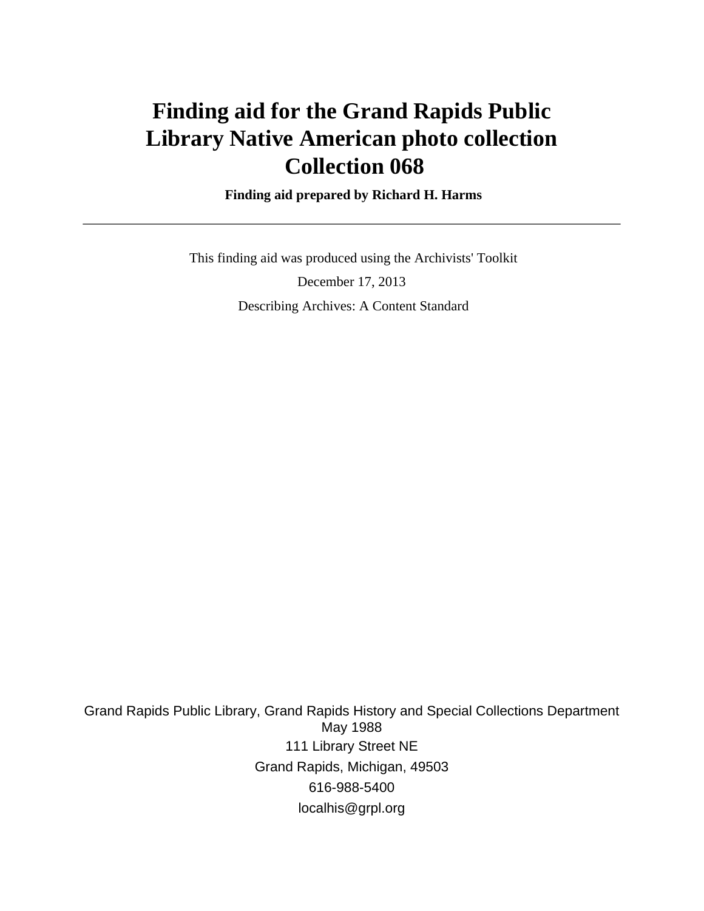# Finding aid for the Grand Rapids Public Library Native American photo collection Collection 068

**Finding aid prepared by Richard H. Harms**

---

This finding aid was produced using the Archivists' Toolkit

December 17, 2013

Describing Archives: A Content Standard

Grand Rapids Public Library, Grand Rapids History and Special Collections Department
May 1988
111 Library Street NE
Grand Rapids, Michigan, 49503
616-988-5400
localhis@grpl.org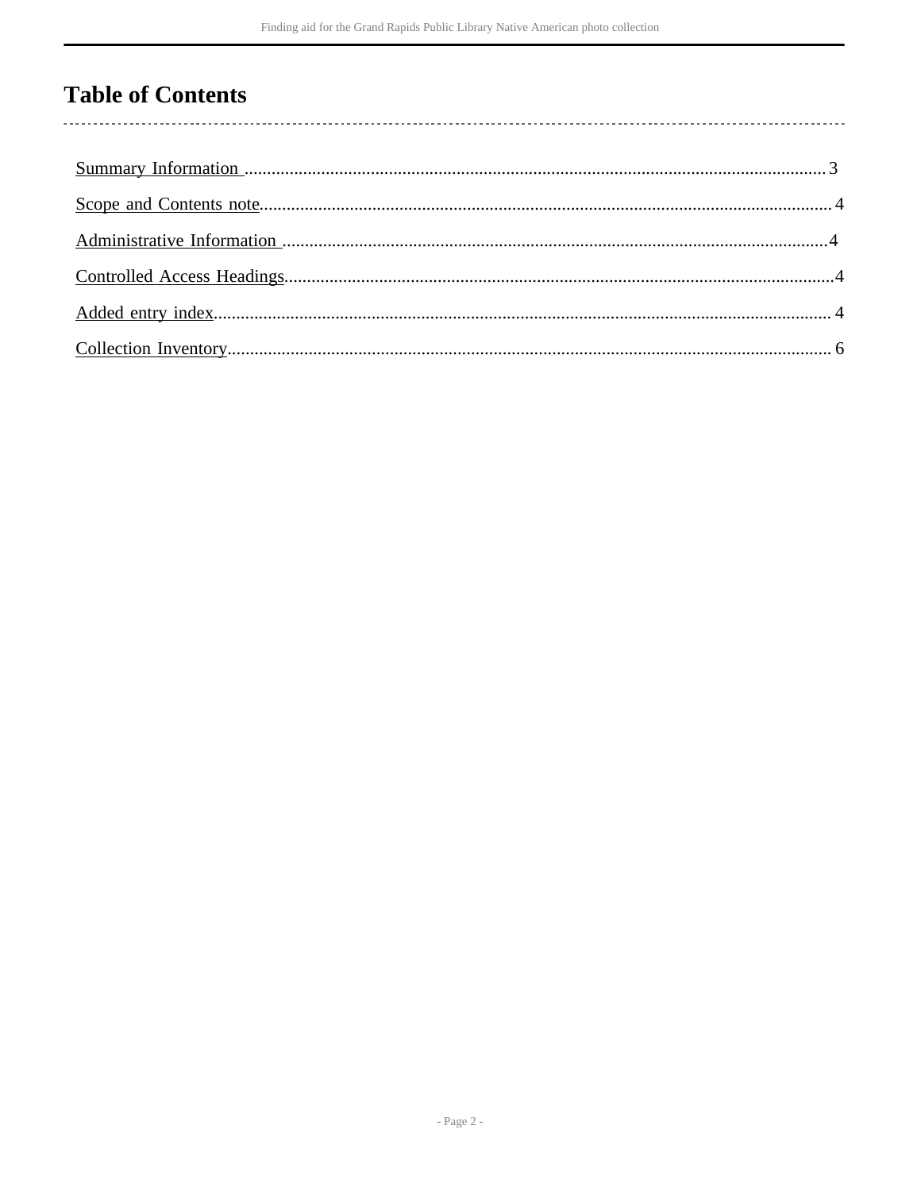# Table of Contents

- Summary Information ........................................ 3
- Scope and Contents note ........................................ 4
- Administrative Information ........................................ 4
- Controlled Access Headings ........................................ 4
- Added entry index ........................................ 4
- Collection Inventory ........................................ 6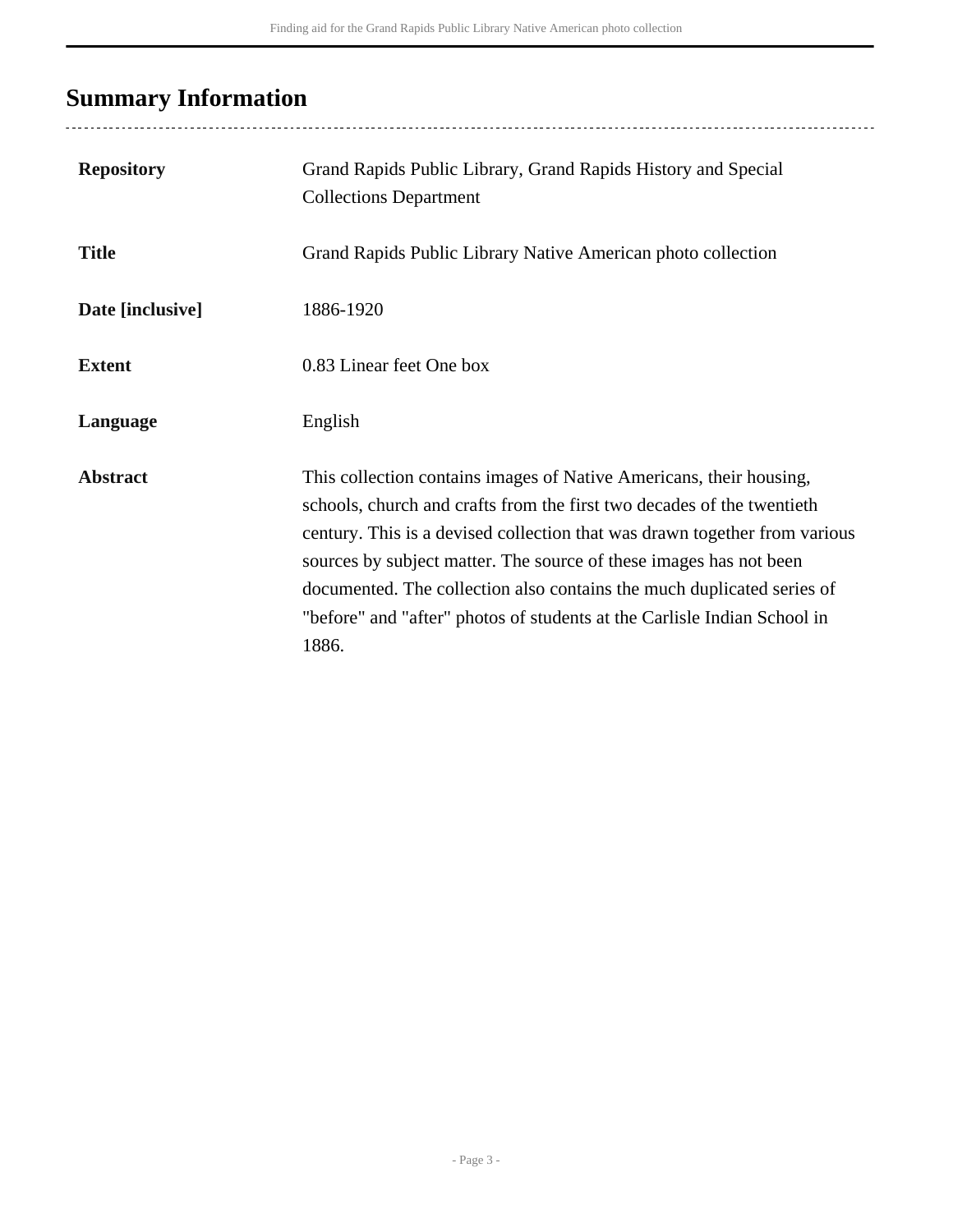## Summary Information

| | |
|---|---|
| **Repository** | Grand Rapids Public Library, Grand Rapids History and Special Collections Department |
| **Title** | Grand Rapids Public Library Native American photo collection |
| **Date [inclusive]** | 1886-1920 |
| **Extent** | 0.83 Linear feet One box |
| **Language** | English |
| **Abstract** | This collection contains images of Native Americans, their housing, schools, church and crafts from the first two decades of the twentieth century. This is a devised collection that was drawn together from various sources by subject matter. The source of these images has not been documented. The collection also contains the much duplicated series of "before" and "after" photos of students at the Carlisle Indian School in 1886. |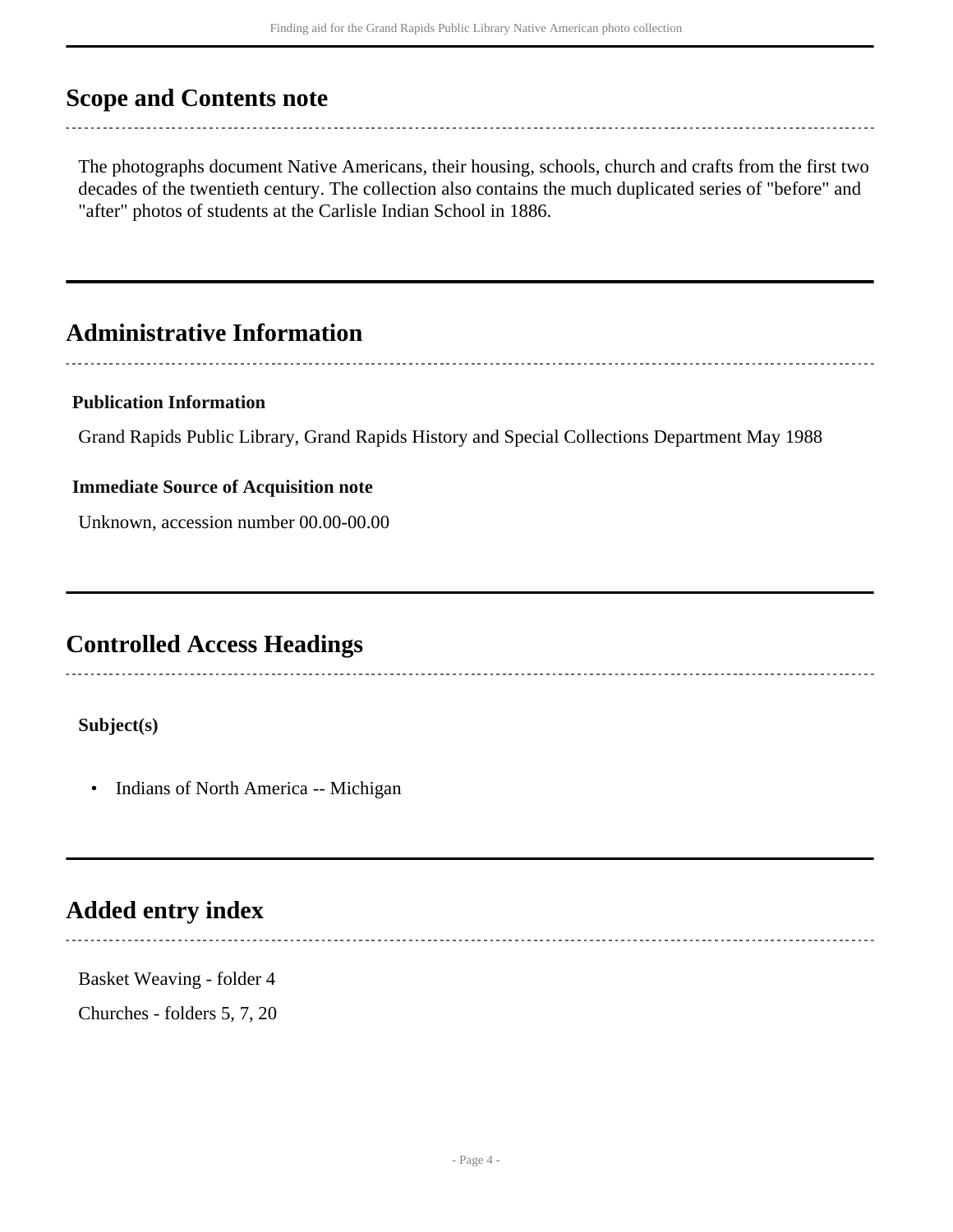## Scope and Contents note

The photographs document Native Americans, their housing, schools, church and crafts from the first two decades of the twentieth century. The collection also contains the much duplicated series of "before" and "after" photos of students at the Carlisle Indian School in 1886.

## Administrative Information

### Publication Information

Grand Rapids Public Library, Grand Rapids History and Special Collections Department May 1988

### Immediate Source of Acquisition note

Unknown, accession number 00.00-00.00

## Controlled Access Headings

**Subject(s)**

- Indians of North America -- Michigan

## Added entry index

Basket Weaving - folder 4

Churches - folders 5, 7, 20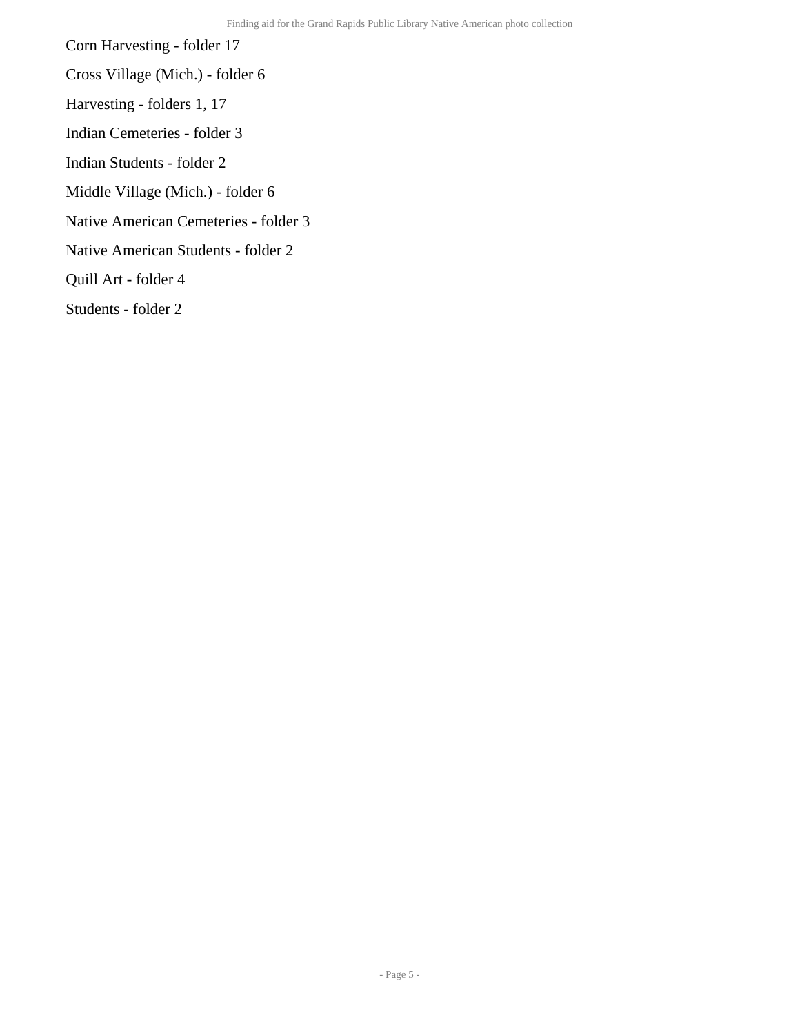Corn Harvesting - folder 17

Cross Village (Mich.) - folder 6

Harvesting - folders 1, 17

Indian Cemeteries - folder 3

Indian Students - folder 2

Middle Village (Mich.) - folder 6

Native American Cemeteries - folder 3

Native American Students - folder 2

Quill Art - folder 4

Students - folder 2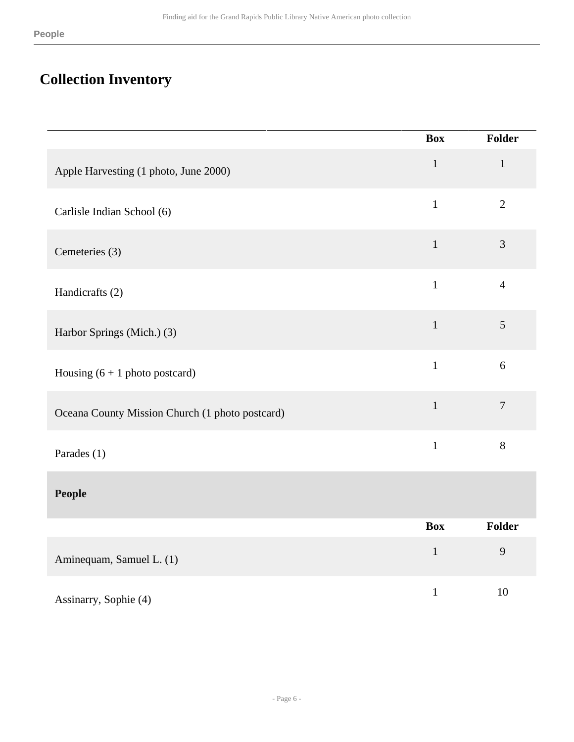## Collection Inventory

| | Box | Folder |
|---|---|---|
| Apple Harvesting (1 photo, June 2000) | 1 | 1 |
| Carlisle Indian School (6) | 1 | 2 |
| Cemeteries (3) | 1 | 3 |
| Handicrafts (2) | 1 | 4 |
| Harbor Springs (Mich.) (3) | 1 | 5 |
| Housing (6 + 1 photo postcard) | 1 | 6 |
| Oceana County Mission Church (1 photo postcard) | 1 | 7 |
| Parades (1) | 1 | 8 |

### People

| | Box | Folder |
|---|---|---|
| Aminequam, Samuel L. (1) | 1 | 9 |
| Assinarry, Sophie (4) | 1 | 10 |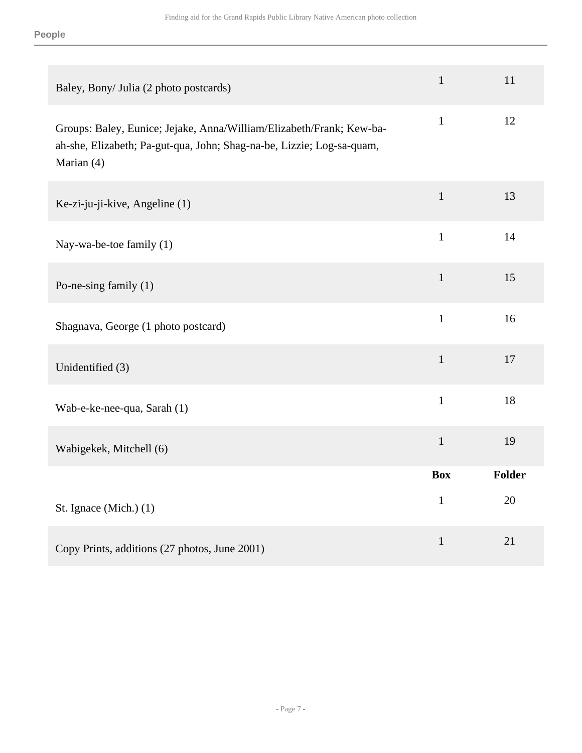**People**

| | Box | Folder |
|---|---|---|
| Baley, Bony/ Julia (2 photo postcards) | 1 | 11 |
| Groups: Baley, Eunice; Jejake, Anna/William/Elizabeth/Frank; Kew-ba-ah-she, Elizabeth; Pa-gut-qua, John; Shag-na-be, Lizzie; Log-sa-quam, Marian (4) | 1 | 12 |
| Ke-zi-ju-ji-kive, Angeline (1) | 1 | 13 |
| Nay-wa-be-toe family (1) | 1 | 14 |
| Po-ne-sing family (1) | 1 | 15 |
| Shagnava, George (1 photo postcard) | 1 | 16 |
| Unidentified (3) | 1 | 17 |
| Wab-e-ke-nee-qua, Sarah (1) | 1 | 18 |
| Wabigekek, Mitchell (6) | 1 | 19 |

| | Box | Folder |
|---|---|---|
| St. Ignace (Mich.) (1) | 1 | 20 |
| Copy Prints, additions (27 photos, June 2001) | 1 | 21 |